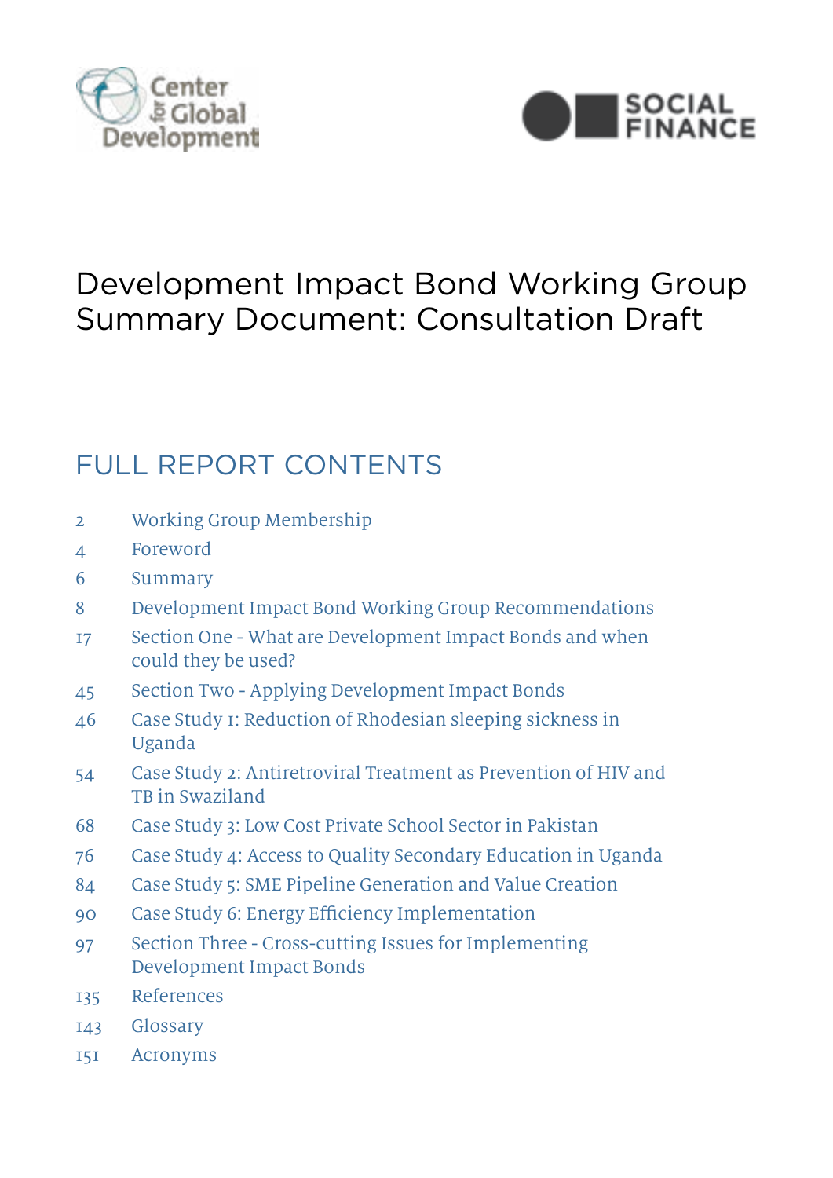Center for Global Development

SOCIAL FINANCE

# Development Impact Bond Working Group Summary Document: Consultation Draft

## FULL REPORT CONTENTS

| | |
|---|---|
| 2 | Working Group Membership |
| 4 | Foreword |
| 6 | Summary |
| 8 | Development Impact Bond Working Group Recommendations |
| 17 | Section One - What are Development Impact Bonds and when could they be used? |
| 45 | Section Two - Applying Development Impact Bonds |
| 46 | Case Study 1: Reduction of Rhodesian sleeping sickness in Uganda |
| 54 | Case Study 2: Antiretroviral Treatment as Prevention of HIV and TB in Swaziland |
| 68 | Case Study 3: Low Cost Private School Sector in Pakistan |
| 76 | Case Study 4: Access to Quality Secondary Education in Uganda |
| 84 | Case Study 5: SME Pipeline Generation and Value Creation |
| 90 | Case Study 6: Energy Efficiency Implementation |
| 97 | Section Three - Cross-cutting Issues for Implementing Development Impact Bonds |
| 135 | References |
| 143 | Glossary |
| 151 | Acronyms |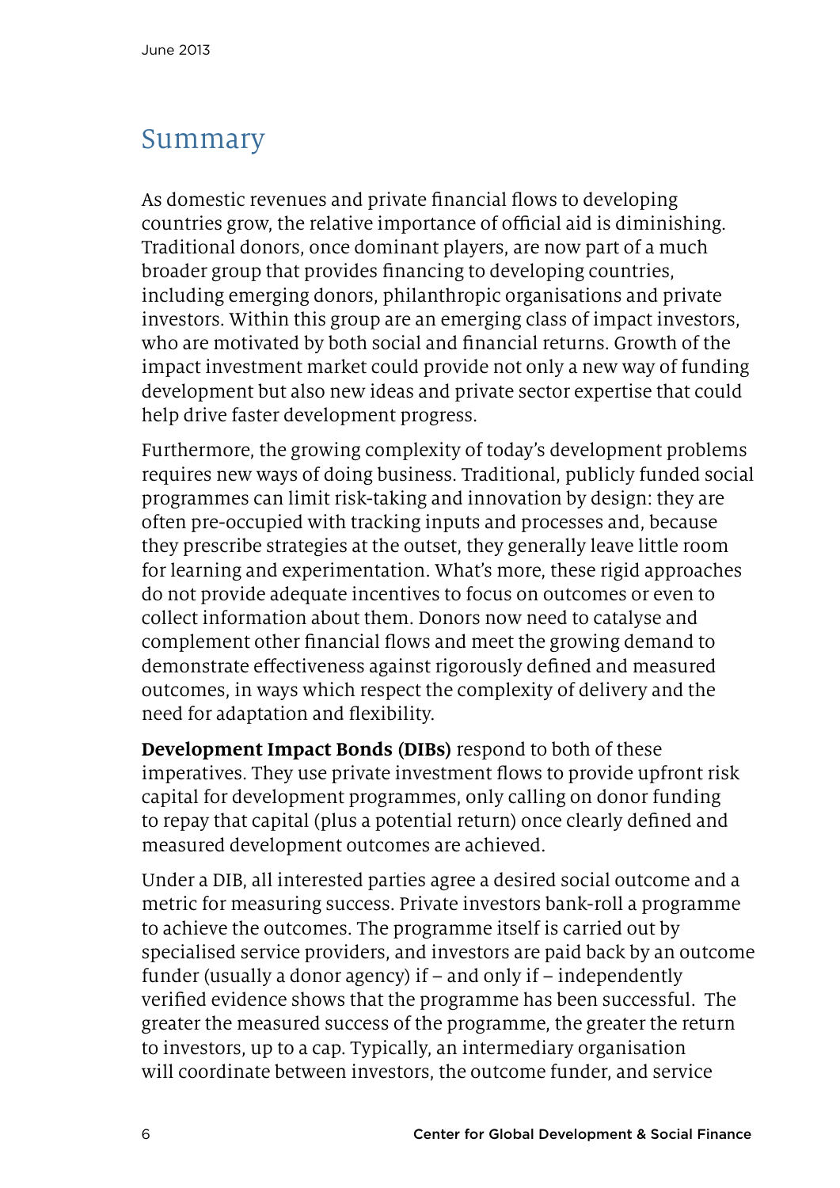# Summary

As domestic revenues and private financial flows to developing countries grow, the relative importance of official aid is diminishing. Traditional donors, once dominant players, are now part of a much broader group that provides financing to developing countries, including emerging donors, philanthropic organisations and private investors. Within this group are an emerging class of impact investors, who are motivated by both social and financial returns. Growth of the impact investment market could provide not only a new way of funding development but also new ideas and private sector expertise that could help drive faster development progress.

Furthermore, the growing complexity of today's development problems requires new ways of doing business. Traditional, publicly funded social programmes can limit risk-taking and innovation by design: they are often pre-occupied with tracking inputs and processes and, because they prescribe strategies at the outset, they generally leave little room for learning and experimentation. What's more, these rigid approaches do not provide adequate incentives to focus on outcomes or even to collect information about them. Donors now need to catalyse and complement other financial flows and meet the growing demand to demonstrate effectiveness against rigorously defined and measured outcomes, in ways which respect the complexity of delivery and the need for adaptation and flexibility.

**Development Impact Bonds (DIBs)** respond to both of these imperatives. They use private investment flows to provide upfront risk capital for development programmes, only calling on donor funding to repay that capital (plus a potential return) once clearly defined and measured development outcomes are achieved.

Under a DIB, all interested parties agree a desired social outcome and a metric for measuring success. Private investors bank-roll a programme to achieve the outcomes. The programme itself is carried out by specialised service providers, and investors are paid back by an outcome funder (usually a donor agency) if – and only if – independently verified evidence shows that the programme has been successful. The greater the measured success of the programme, the greater the return to investors, up to a cap. Typically, an intermediary organisation will coordinate between investors, the outcome funder, and service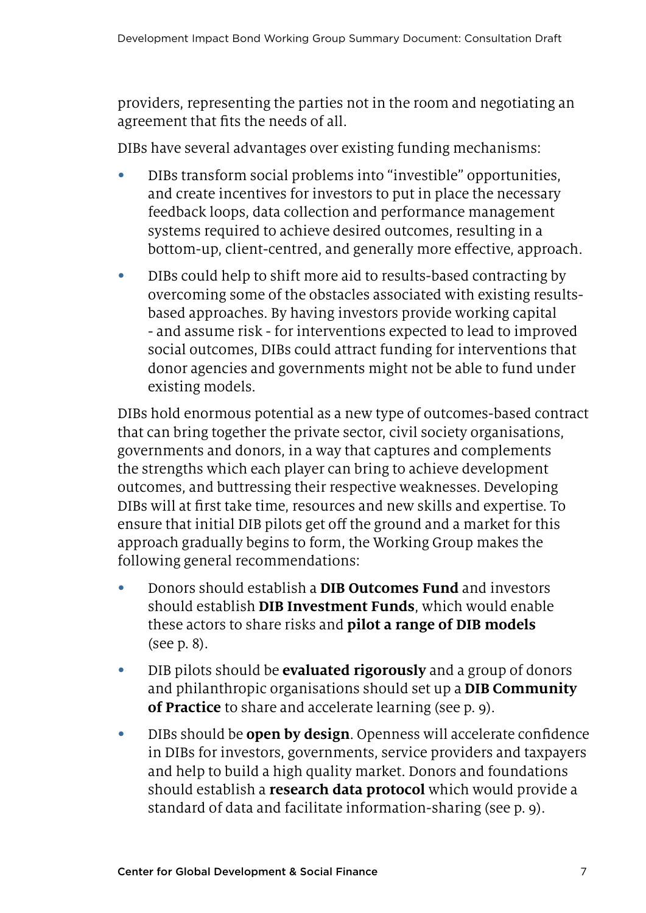providers, representing the parties not in the room and negotiating an agreement that fits the needs of all.

DIBs have several advantages over existing funding mechanisms:

- DIBs transform social problems into "investible" opportunities, and create incentives for investors to put in place the necessary feedback loops, data collection and performance management systems required to achieve desired outcomes, resulting in a bottom-up, client-centred, and generally more effective, approach.
- DIBs could help to shift more aid to results-based contracting by overcoming some of the obstacles associated with existing results-based approaches. By having investors provide working capital - and assume risk - for interventions expected to lead to improved social outcomes, DIBs could attract funding for interventions that donor agencies and governments might not be able to fund under existing models.

DIBs hold enormous potential as a new type of outcomes-based contract that can bring together the private sector, civil society organisations, governments and donors, in a way that captures and complements the strengths which each player can bring to achieve development outcomes, and buttressing their respective weaknesses. Developing DIBs will at first take time, resources and new skills and expertise. To ensure that initial DIB pilots get off the ground and a market for this approach gradually begins to form, the Working Group makes the following general recommendations:

- Donors should establish a **DIB Outcomes Fund** and investors should establish **DIB Investment Funds**, which would enable these actors to share risks and **pilot a range of DIB models** (see p. 8).
- DIB pilots should be **evaluated rigorously** and a group of donors and philanthropic organisations should set up a **DIB Community of Practice** to share and accelerate learning (see p. 9).
- DIBs should be **open by design**. Openness will accelerate confidence in DIBs for investors, governments, service providers and taxpayers and help to build a high quality market. Donors and foundations should establish a **research data protocol** which would provide a standard of data and facilitate information-sharing (see p. 9).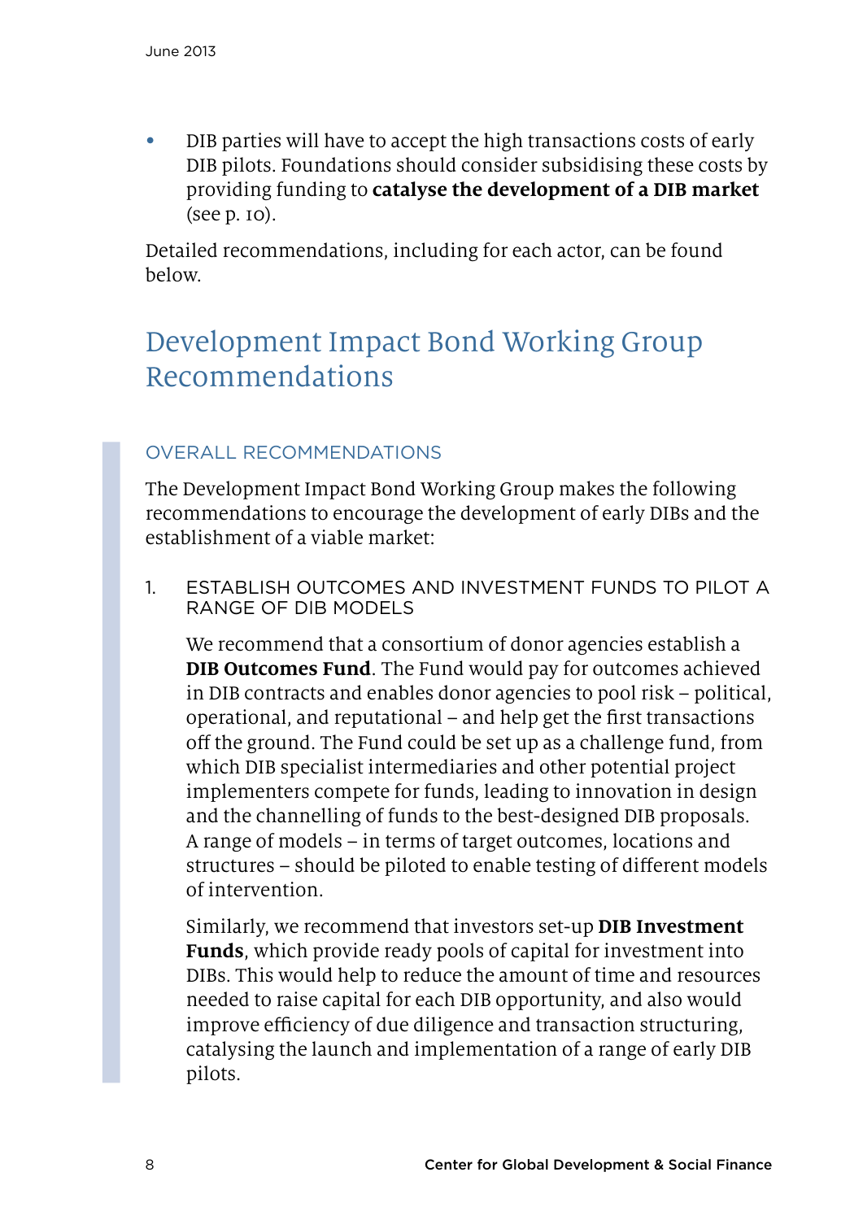- DIB parties will have to accept the high transactions costs of early DIB pilots. Foundations should consider subsidising these costs by providing funding to **catalyse the development of a DIB market** (see p. 10).

Detailed recommendations, including for each actor, can be found below.

## Development Impact Bond Working Group Recommendations

### OVERALL RECOMMENDATIONS

The Development Impact Bond Working Group makes the following recommendations to encourage the development of early DIBs and the establishment of a viable market:

1. ESTABLISH OUTCOMES AND INVESTMENT FUNDS TO PILOT A RANGE OF DIB MODELS

   We recommend that a consortium of donor agencies establish a **DIB Outcomes Fund**. The Fund would pay for outcomes achieved in DIB contracts and enables donor agencies to pool risk – political, operational, and reputational – and help get the first transactions off the ground. The Fund could be set up as a challenge fund, from which DIB specialist intermediaries and other potential project implementers compete for funds, leading to innovation in design and the channelling of funds to the best-designed DIB proposals. A range of models – in terms of target outcomes, locations and structures – should be piloted to enable testing of different models of intervention.

   Similarly, we recommend that investors set-up **DIB Investment Funds**, which provide ready pools of capital for investment into DIBs. This would help to reduce the amount of time and resources needed to raise capital for each DIB opportunity, and also would improve efficiency of due diligence and transaction structuring, catalysing the launch and implementation of a range of early DIB pilots.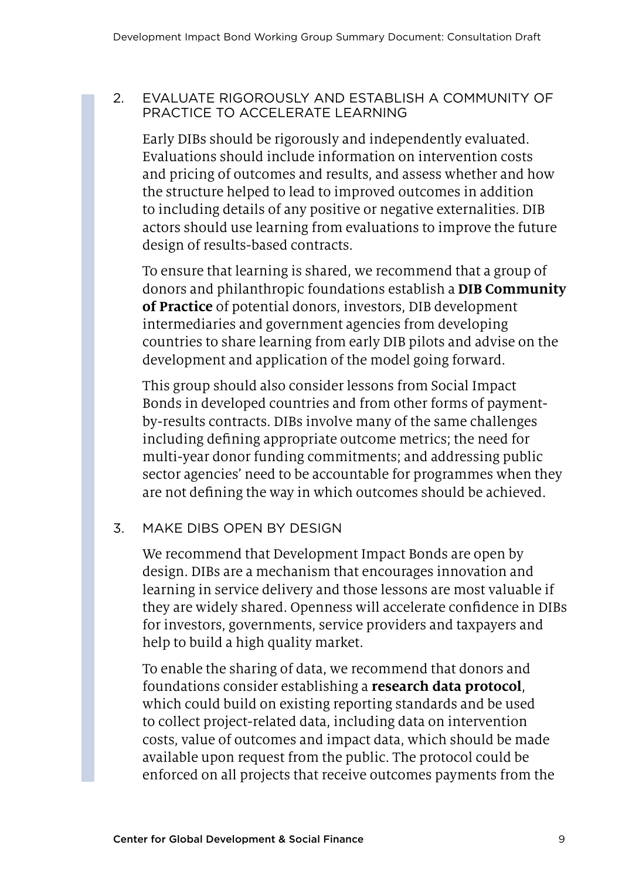2. EVALUATE RIGOROUSLY AND ESTABLISH A COMMUNITY OF PRACTICE TO ACCELERATE LEARNING

   Early DIBs should be rigorously and independently evaluated. Evaluations should include information on intervention costs and pricing of outcomes and results, and assess whether and how the structure helped to lead to improved outcomes in addition to including details of any positive or negative externalities. DIB actors should use learning from evaluations to improve the future design of results-based contracts.

   To ensure that learning is shared, we recommend that a group of donors and philanthropic foundations establish a **DIB Community of Practice** of potential donors, investors, DIB development intermediaries and government agencies from developing countries to share learning from early DIB pilots and advise on the development and application of the model going forward.

   This group should also consider lessons from Social Impact Bonds in developed countries and from other forms of payment-by-results contracts. DIBs involve many of the same challenges including defining appropriate outcome metrics; the need for multi-year donor funding commitments; and addressing public sector agencies' need to be accountable for programmes when they are not defining the way in which outcomes should be achieved.

3. MAKE DIBS OPEN BY DESIGN

   We recommend that Development Impact Bonds are open by design. DIBs are a mechanism that encourages innovation and learning in service delivery and those lessons are most valuable if they are widely shared. Openness will accelerate confidence in DIBs for investors, governments, service providers and taxpayers and help to build a high quality market.

   To enable the sharing of data, we recommend that donors and foundations consider establishing a **research data protocol**, which could build on existing reporting standards and be used to collect project-related data, including data on intervention costs, value of outcomes and impact data, which should be made available upon request from the public. The protocol could be enforced on all projects that receive outcomes payments from the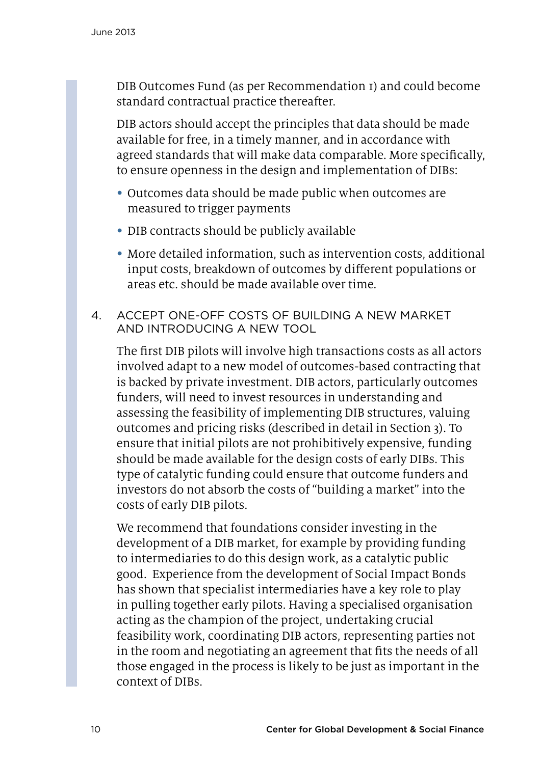DIB Outcomes Fund (as per Recommendation 1) and could become standard contractual practice thereafter.

DIB actors should accept the principles that data should be made available for free, in a timely manner, and in accordance with agreed standards that will make data comparable. More specifically, to ensure openness in the design and implementation of DIBs:

- Outcomes data should be made public when outcomes are measured to trigger payments
- DIB contracts should be publicly available
- More detailed information, such as intervention costs, additional input costs, breakdown of outcomes by different populations or areas etc. should be made available over time.

### 4. ACCEPT ONE-OFF COSTS OF BUILDING A NEW MARKET AND INTRODUCING A NEW TOOL

The first DIB pilots will involve high transactions costs as all actors involved adapt to a new model of outcomes-based contracting that is backed by private investment. DIB actors, particularly outcomes funders, will need to invest resources in understanding and assessing the feasibility of implementing DIB structures, valuing outcomes and pricing risks (described in detail in Section 3). To ensure that initial pilots are not prohibitively expensive, funding should be made available for the design costs of early DIBs. This type of catalytic funding could ensure that outcome funders and investors do not absorb the costs of "building a market" into the costs of early DIB pilots.

We recommend that foundations consider investing in the development of a DIB market, for example by providing funding to intermediaries to do this design work, as a catalytic public good. Experience from the development of Social Impact Bonds has shown that specialist intermediaries have a key role to play in pulling together early pilots. Having a specialised organisation acting as the champion of the project, undertaking crucial feasibility work, coordinating DIB actors, representing parties not in the room and negotiating an agreement that fits the needs of all those engaged in the process is likely to be just as important in the context of DIBs.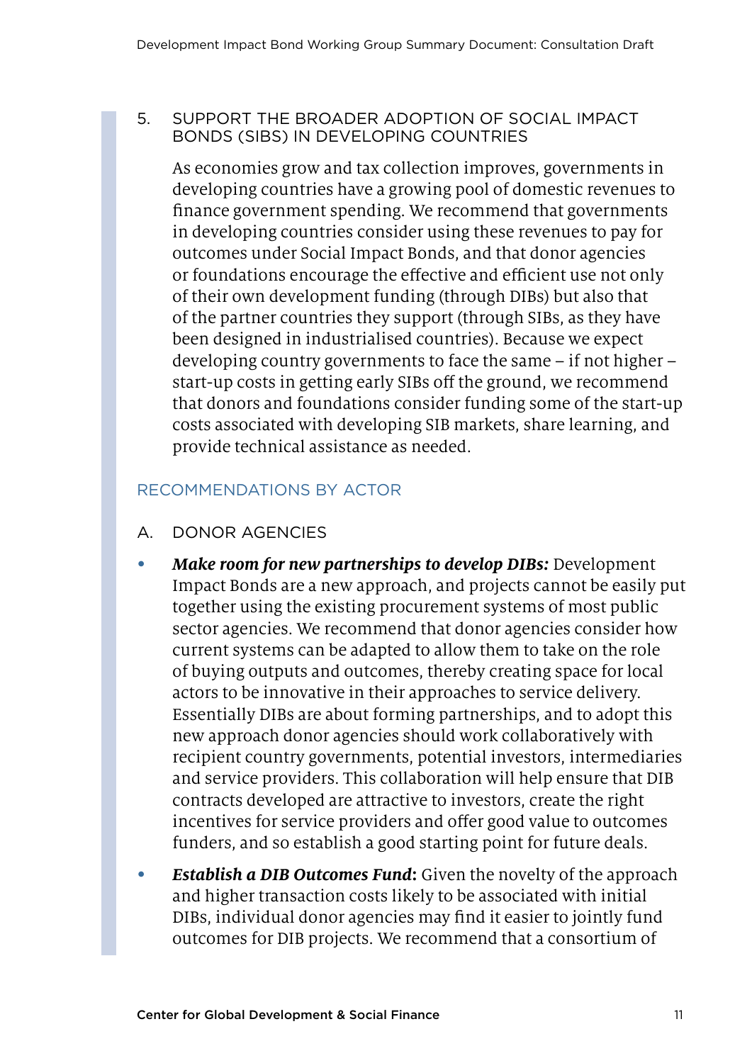### 5. SUPPORT THE BROADER ADOPTION OF SOCIAL IMPACT BONDS (SIBS) IN DEVELOPING COUNTRIES

As economies grow and tax collection improves, governments in developing countries have a growing pool of domestic revenues to finance government spending. We recommend that governments in developing countries consider using these revenues to pay for outcomes under Social Impact Bonds, and that donor agencies or foundations encourage the effective and efficient use not only of their own development funding (through DIBs) but also that of the partner countries they support (through SIBs, as they have been designed in industrialised countries). Because we expect developing country governments to face the same – if not higher – start-up costs in getting early SIBs off the ground, we recommend that donors and foundations consider funding some of the start-up costs associated with developing SIB markets, share learning, and provide technical assistance as needed.

## RECOMMENDATIONS BY ACTOR

### A. DONOR AGENCIES

- ***Make room for new partnerships to develop DIBs:*** Development Impact Bonds are a new approach, and projects cannot be easily put together using the existing procurement systems of most public sector agencies. We recommend that donor agencies consider how current systems can be adapted to allow them to take on the role of buying outputs and outcomes, thereby creating space for local actors to be innovative in their approaches to service delivery. Essentially DIBs are about forming partnerships, and to adopt this new approach donor agencies should work collaboratively with recipient country governments, potential investors, intermediaries and service providers. This collaboration will help ensure that DIB contracts developed are attractive to investors, create the right incentives for service providers and offer good value to outcomes funders, and so establish a good starting point for future deals.
- ***Establish a DIB Outcomes Fund:*** Given the novelty of the approach and higher transaction costs likely to be associated with initial DIBs, individual donor agencies may find it easier to jointly fund outcomes for DIB projects. We recommend that a consortium of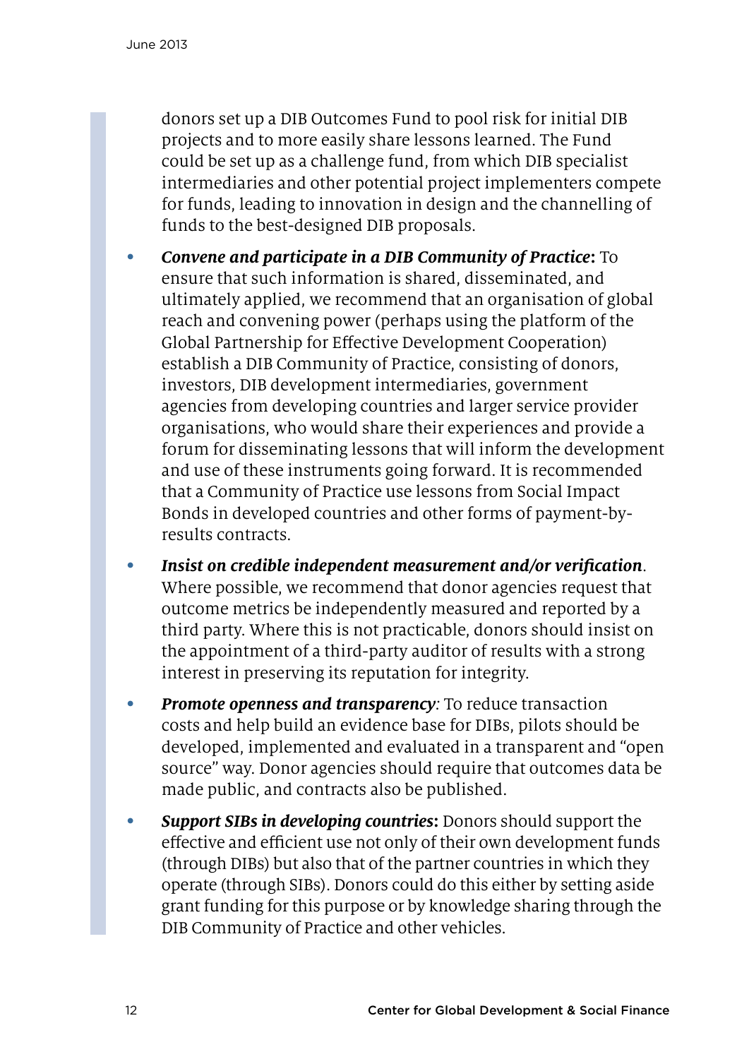donors set up a DIB Outcomes Fund to pool risk for initial DIB projects and to more easily share lessons learned. The Fund could be set up as a challenge fund, from which DIB specialist intermediaries and other potential project implementers compete for funds, leading to innovation in design and the channelling of funds to the best-designed DIB proposals.

- ***Convene and participate in a DIB Community of Practice*****:** To ensure that such information is shared, disseminated, and ultimately applied, we recommend that an organisation of global reach and convening power (perhaps using the platform of the Global Partnership for Effective Development Cooperation) establish a DIB Community of Practice, consisting of donors, investors, DIB development intermediaries, government agencies from developing countries and larger service provider organisations, who would share their experiences and provide a forum for disseminating lessons that will inform the development and use of these instruments going forward. It is recommended that a Community of Practice use lessons from Social Impact Bonds in developed countries and other forms of payment-by-results contracts.
- ***Insist on credible independent measurement and/or verification***. Where possible, we recommend that donor agencies request that outcome metrics be independently measured and reported by a third party. Where this is not practicable, donors should insist on the appointment of a third-party auditor of results with a strong interest in preserving its reputation for integrity.
- ***Promote openness and transparency****:* To reduce transaction costs and help build an evidence base for DIBs, pilots should be developed, implemented and evaluated in a transparent and "open source" way. Donor agencies should require that outcomes data be made public, and contracts also be published.
- ***Support SIBs in developing countries*****:** Donors should support the effective and efficient use not only of their own development funds (through DIBs) but also that of the partner countries in which they operate (through SIBs). Donors could do this either by setting aside grant funding for this purpose or by knowledge sharing through the DIB Community of Practice and other vehicles.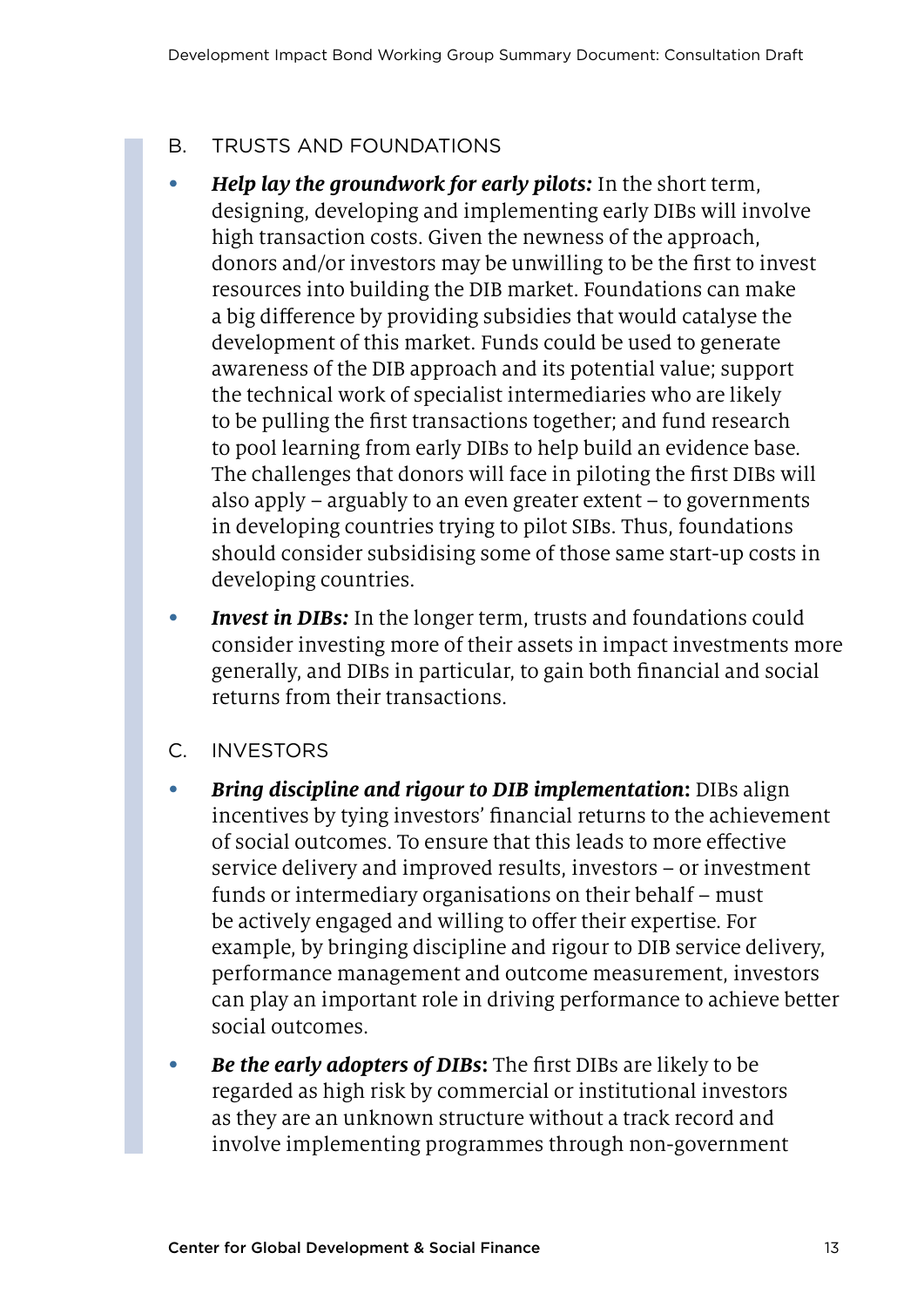## B. TRUSTS AND FOUNDATIONS

- ***Help lay the groundwork for early pilots:*** In the short term, designing, developing and implementing early DIBs will involve high transaction costs. Given the newness of the approach, donors and/or investors may be unwilling to be the first to invest resources into building the DIB market. Foundations can make a big difference by providing subsidies that would catalyse the development of this market. Funds could be used to generate awareness of the DIB approach and its potential value; support the technical work of specialist intermediaries who are likely to be pulling the first transactions together; and fund research to pool learning from early DIBs to help build an evidence base. The challenges that donors will face in piloting the first DIBs will also apply – arguably to an even greater extent – to governments in developing countries trying to pilot SIBs. Thus, foundations should consider subsidising some of those same start-up costs in developing countries.
- ***Invest in DIBs:*** In the longer term, trusts and foundations could consider investing more of their assets in impact investments more generally, and DIBs in particular, to gain both financial and social returns from their transactions.

## C. INVESTORS

- ***Bring discipline and rigour to DIB implementation*****:** DIBs align incentives by tying investors' financial returns to the achievement of social outcomes. To ensure that this leads to more effective service delivery and improved results, investors – or investment funds or intermediary organisations on their behalf – must be actively engaged and willing to offer their expertise. For example, by bringing discipline and rigour to DIB service delivery, performance management and outcome measurement, investors can play an important role in driving performance to achieve better social outcomes.
- ***Be the early adopters of DIBs*****:** The first DIBs are likely to be regarded as high risk by commercial or institutional investors as they are an unknown structure without a track record and involve implementing programmes through non-government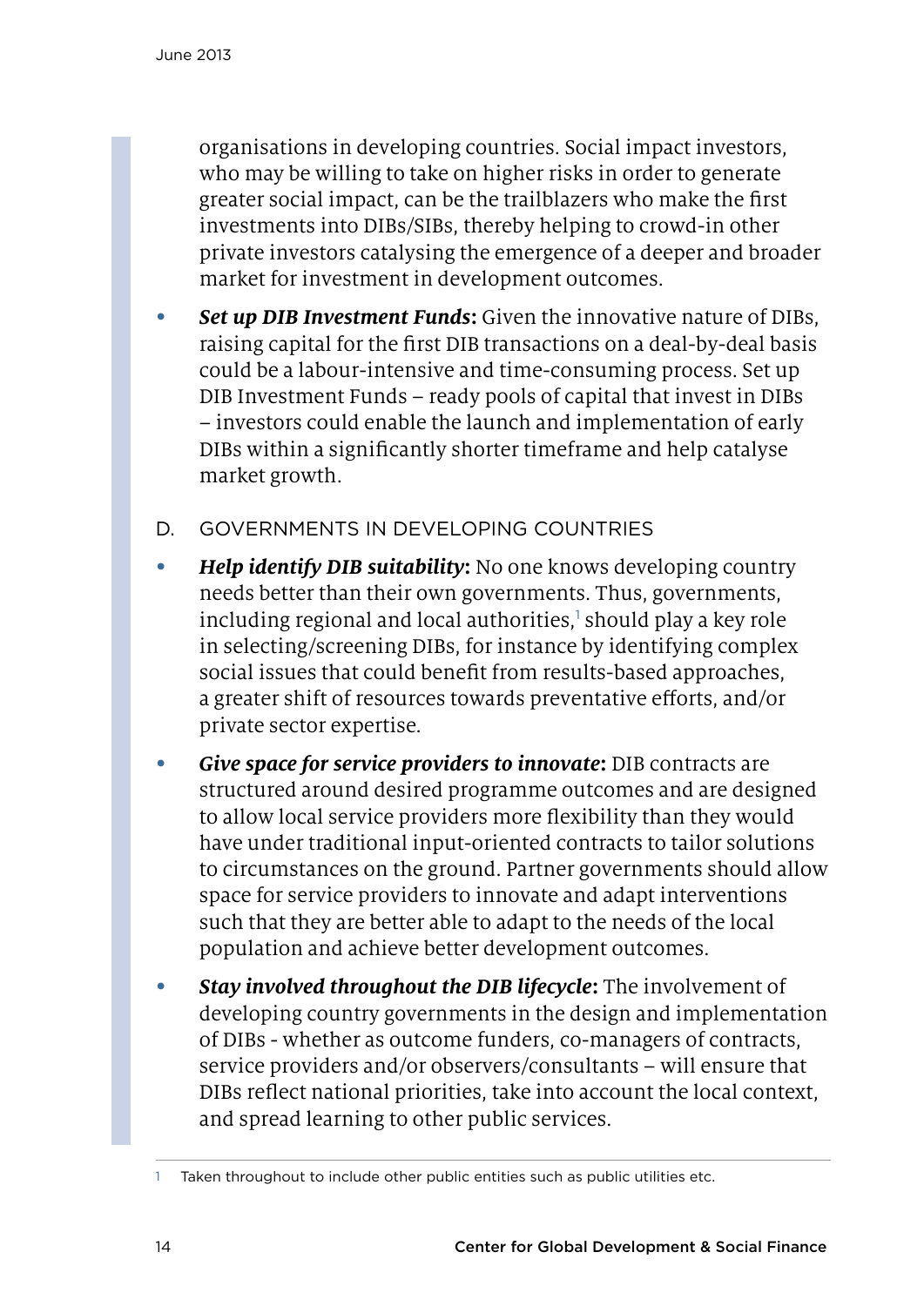organisations in developing countries. Social impact investors, who may be willing to take on higher risks in order to generate greater social impact, can be the trailblazers who make the first investments into DIBs/SIBs, thereby helping to crowd-in other private investors catalysing the emergence of a deeper and broader market for investment in development outcomes.

- ***Set up DIB Investment Funds*:** Given the innovative nature of DIBs, raising capital for the first DIB transactions on a deal-by-deal basis could be a labour-intensive and time-consuming process. Set up DIB Investment Funds – ready pools of capital that invest in DIBs – investors could enable the launch and implementation of early DIBs within a significantly shorter timeframe and help catalyse market growth.

D. GOVERNMENTS IN DEVELOPING COUNTRIES

- ***Help identify DIB suitability*:** No one knows developing country needs better than their own governments. Thus, governments, including regional and local authorities,[1] should play a key role in selecting/screening DIBs, for instance by identifying complex social issues that could benefit from results-based approaches, a greater shift of resources towards preventative efforts, and/or private sector expertise.

- ***Give space for service providers to innovate*:** DIB contracts are structured around desired programme outcomes and are designed to allow local service providers more flexibility than they would have under traditional input-oriented contracts to tailor solutions to circumstances on the ground. Partner governments should allow space for service providers to innovate and adapt interventions such that they are better able to adapt to the needs of the local population and achieve better development outcomes.

- ***Stay involved throughout the DIB lifecycle*:** The involvement of developing country governments in the design and implementation of DIBs - whether as outcome funders, co-managers of contracts, service providers and/or observers/consultants – will ensure that DIBs reflect national priorities, take into account the local context, and spread learning to other public services.

---

[1] Taken throughout to include other public entities such as public utilities etc.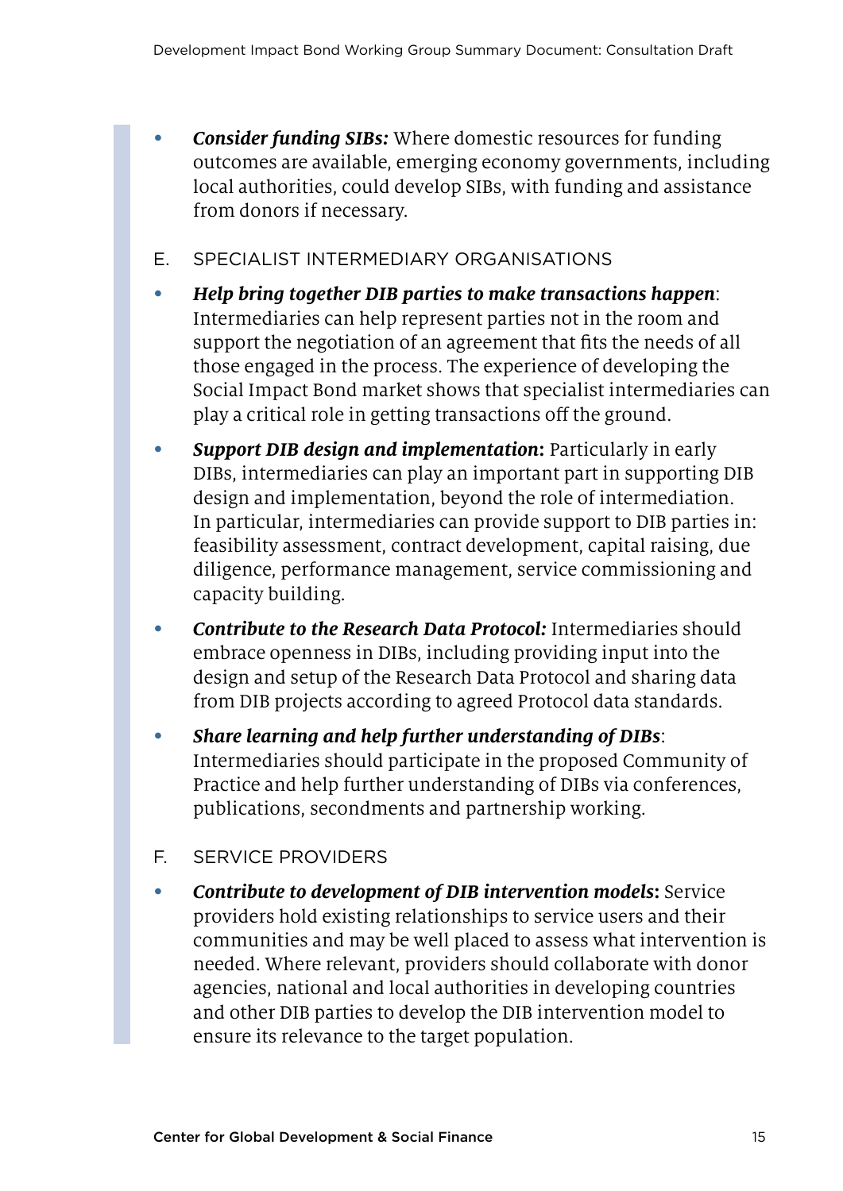- ***Consider funding SIBs:*** Where domestic resources for funding outcomes are available, emerging economy governments, including local authorities, could develop SIBs, with funding and assistance from donors if necessary.

## E. SPECIALIST INTERMEDIARY ORGANISATIONS

- ***Help bring together DIB parties to make transactions happen***: Intermediaries can help represent parties not in the room and support the negotiation of an agreement that fits the needs of all those engaged in the process. The experience of developing the Social Impact Bond market shows that specialist intermediaries can play a critical role in getting transactions off the ground.
- ***Support DIB design and implementation:*** Particularly in early DIBs, intermediaries can play an important part in supporting DIB design and implementation, beyond the role of intermediation. In particular, intermediaries can provide support to DIB parties in: feasibility assessment, contract development, capital raising, due diligence, performance management, service commissioning and capacity building.
- ***Contribute to the Research Data Protocol:*** Intermediaries should embrace openness in DIBs, including providing input into the design and setup of the Research Data Protocol and sharing data from DIB projects according to agreed Protocol data standards.
- ***Share learning and help further understanding of DIBs***: Intermediaries should participate in the proposed Community of Practice and help further understanding of DIBs via conferences, publications, secondments and partnership working.

## F. SERVICE PROVIDERS

- ***Contribute to development of DIB intervention models:*** Service providers hold existing relationships to service users and their communities and may be well placed to assess what intervention is needed. Where relevant, providers should collaborate with donor agencies, national and local authorities in developing countries and other DIB parties to develop the DIB intervention model to ensure its relevance to the target population.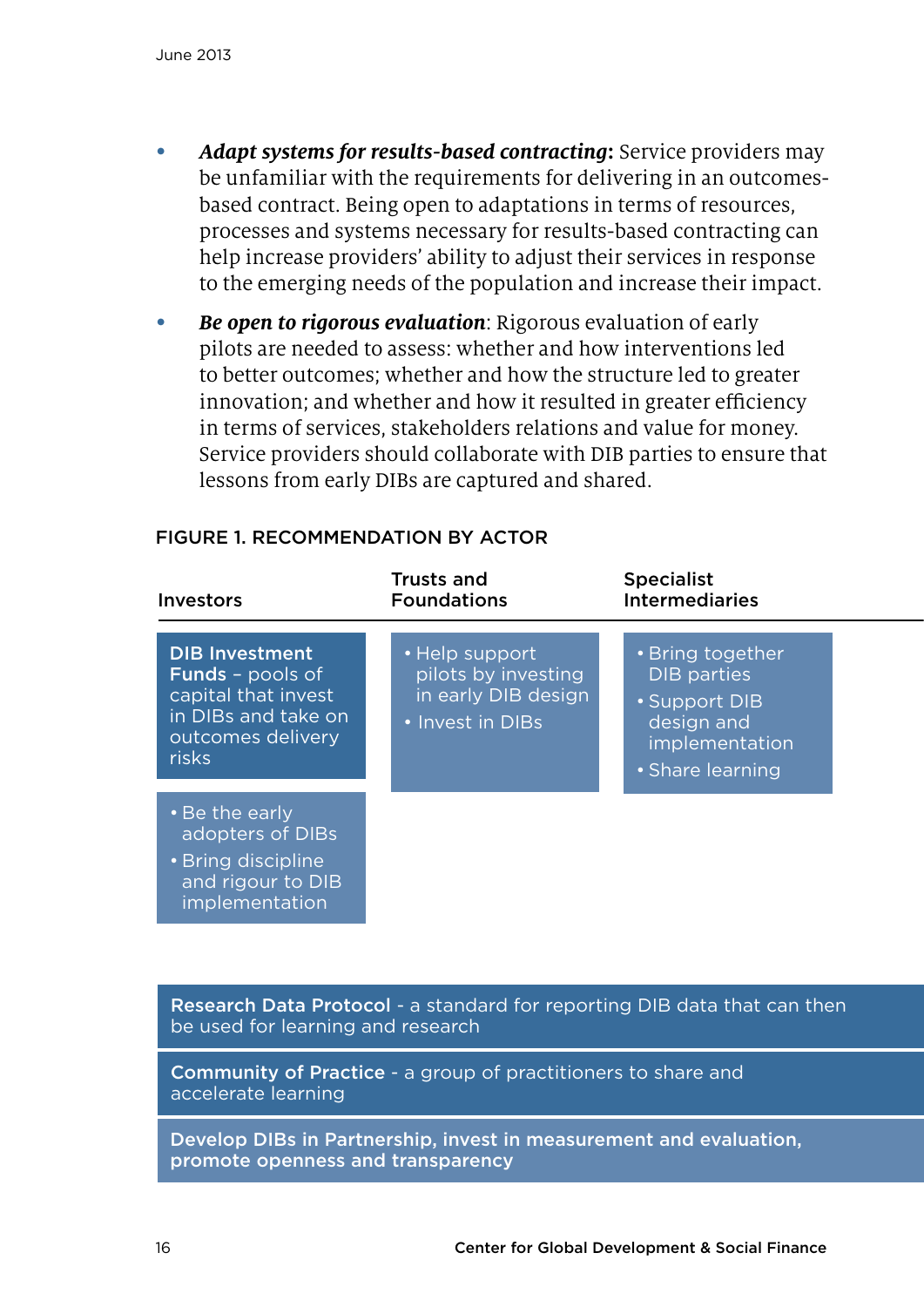- ***Adapt systems for results-based contracting*:** Service providers may be unfamiliar with the requirements for delivering in an outcomes-based contract. Being open to adaptations in terms of resources, processes and systems necessary for results-based contracting can help increase providers' ability to adjust their services in response to the emerging needs of the population and increase their impact.
- ***Be open to rigorous evaluation***: Rigorous evaluation of early pilots are needed to assess: whether and how interventions led to better outcomes; whether and how the structure led to greater innovation; and whether and how it resulted in greater efficiency in terms of services, stakeholders relations and value for money. Service providers should collaborate with DIB parties to ensure that lessons from early DIBs are captured and shared.

### FIGURE 1. RECOMMENDATION BY ACTOR

| Investors | Trusts and Foundations | Specialist Intermediaries |
|---|---|---|
| **DIB Investment Funds** – pools of capital that invest in DIBs and take on outcomes delivery risks | • Help support pilots by investing in early DIB design<br>• Invest in DIBs | • Bring together DIB parties<br>• Support DIB design and implementation<br>• Share learning |
| • Be the early adopters of DIBs<br>• Bring discipline and rigour to DIB implementation | | |

**Research Data Protocol** - a standard for reporting DIB data that can then be used for learning and research

**Community of Practice** - a group of practitioners to share and accelerate learning

**Develop DIBs in Partnership, invest in measurement and evaluation, promote openness and transparency**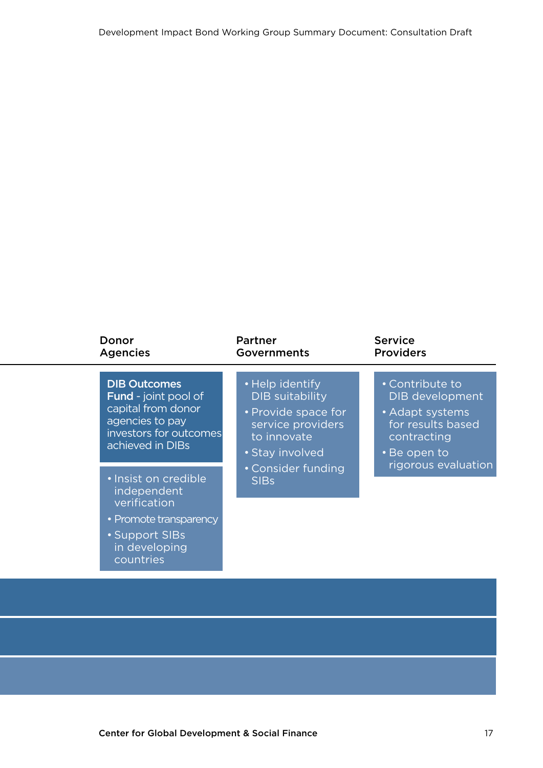**Donor Agencies**

**DIB Outcomes Fund** - joint pool of capital from donor agencies to pay investors for outcomes achieved in DIBs

- Insist on credible independent verification
- Promote transparency
- Support SIBs in developing countries

**Partner Governments**

- Help identify DIB suitability
- Provide space for service providers to innovate
- Stay involved
- Consider funding SIBs

**Service Providers**

- Contribute to DIB development
- Adapt systems for results based contracting
- Be open to rigorous evaluation